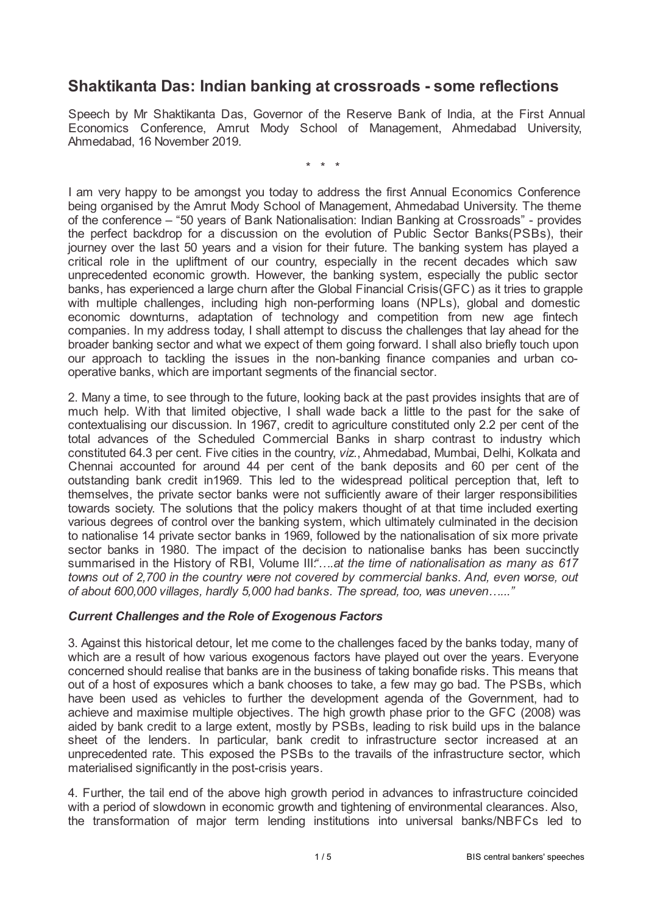# Shaktikanta Das: Indian banking at crossroads - some reflections

Speech by Mr Shaktikanta Das, Governor of the Reserve Bank of India, at the First Annual Economics Conference, Amrut Mody School of Management, Ahmedabad University, Ahmedabad, 16 November 2019.

\* \* \*

I am very happy to be amongst you today to address the first Annual Economics Conference being organised by the Amrut Mody School of Management, Ahmedabad University. The theme of the conference – "50 years of Bank Nationalisation: Indian Banking at Crossroads" - provides the perfect backdrop for a discussion on the evolution of Public Sector Banks(PSBs), their journey over the last 50 years and a vision for their future. The banking system has played a critical role in the upliftment of our country, especially in the recent decades which saw unprecedented economic growth. However, the banking system, especially the public sector banks, has experienced a large churn after the Global Financial Crisis(GFC) as it tries to grapple with multiple challenges, including high non-performing loans (NPLs), global and domestic economic downturns, adaptation of technology and competition from new age fintech companies. In my address today, I shall attempt to discuss the challenges that lay ahead for the broader banking sector and what we expect of them going forward. I shall also briefly touch upon our approach to tackling the issues in the non-banking finance companies and urban co-operative banks, which are important segments of the financial sector.

2. Many a time, to see through to the future, looking back at the past provides insights that are of much help. With that limited objective, I shall wade back a little to the past for the sake of contextualising our discussion. In 1967, credit to agriculture constituted only 2.2 per cent of the total advances of the Scheduled Commercial Banks in sharp contrast to industry which constituted 64.3 per cent. Five cities in the country, *viz.*, Ahmedabad, Mumbai, Delhi, Kolkata and Chennai accounted for around 44 per cent of the bank deposits and 60 per cent of the outstanding bank credit in1969. This led to the widespread political perception that, left to themselves, the private sector banks were not sufficiently aware of their larger responsibilities towards society. The solutions that the policy makers thought of at that time included exerting various degrees of control over the banking system, which ultimately culminated in the decision to nationalise 14 private sector banks in 1969, followed by the nationalisation of six more private sector banks in 1980. The impact of the decision to nationalise banks has been succinctly summarised in the History of RBI, Volume III:*"….at the time of nationalisation as many as 617 towns out of 2,700 in the country were not covered by commercial banks. And, even worse, out of about 600,000 villages, hardly 5,000 had banks. The spread, too, was uneven…..."*

### *Current Challenges and the Role of Exogenous Factors*

3. Against this historical detour, let me come to the challenges faced by the banks today, many of which are a result of how various exogenous factors have played out over the years. Everyone concerned should realise that banks are in the business of taking bonafide risks. This means that out of a host of exposures which a bank chooses to take, a few may go bad. The PSBs, which have been used as vehicles to further the development agenda of the Government, had to achieve and maximise multiple objectives. The high growth phase prior to the GFC (2008) was aided by bank credit to a large extent, mostly by PSBs, leading to risk build ups in the balance sheet of the lenders. In particular, bank credit to infrastructure sector increased at an unprecedented rate. This exposed the PSBs to the travails of the infrastructure sector, which materialised significantly in the post-crisis years.

4. Further, the tail end of the above high growth period in advances to infrastructure coincided with a period of slowdown in economic growth and tightening of environmental clearances. Also, the transformation of major term lending institutions into universal banks/NBFCs led to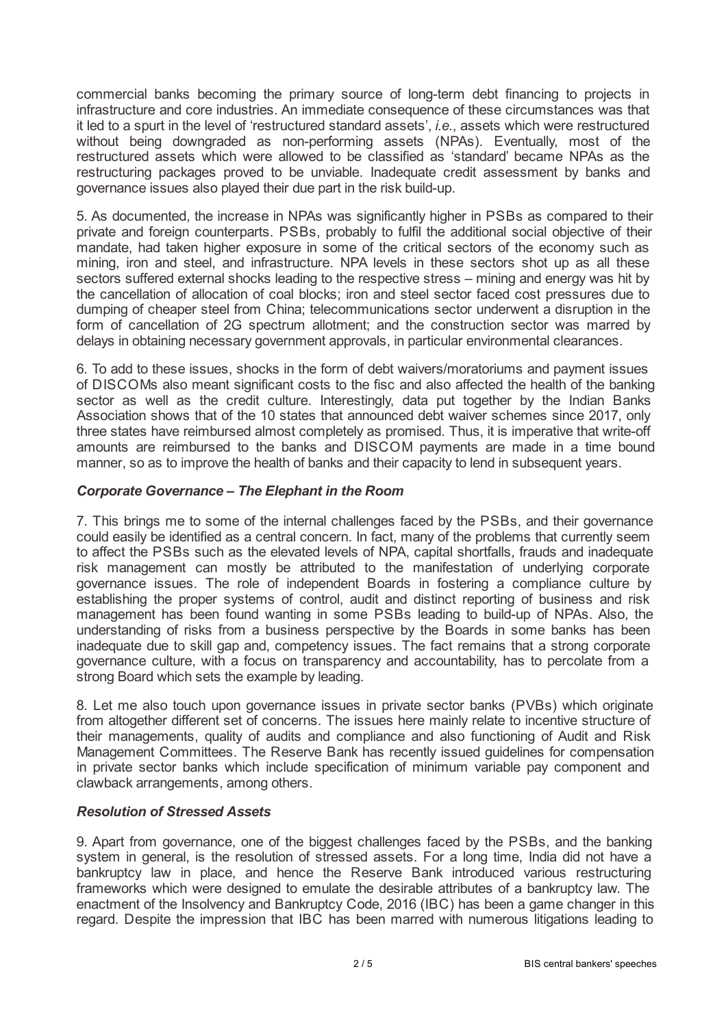commercial banks becoming the primary source of long-term debt financing to projects in infrastructure and core industries. An immediate consequence of these circumstances was that it led to a spurt in the level of 'restructured standard assets', *i.e.*, assets which were restructured without being downgraded as non-performing assets (NPAs). Eventually, most of the restructured assets which were allowed to be classified as 'standard' became NPAs as the restructuring packages proved to be unviable. Inadequate credit assessment by banks and governance issues also played their due part in the risk build-up.

5. As documented, the increase in NPAs was significantly higher in PSBs as compared to their private and foreign counterparts. PSBs, probably to fulfil the additional social objective of their mandate, had taken higher exposure in some of the critical sectors of the economy such as mining, iron and steel, and infrastructure. NPA levels in these sectors shot up as all these sectors suffered external shocks leading to the respective stress – mining and energy was hit by the cancellation of allocation of coal blocks; iron and steel sector faced cost pressures due to dumping of cheaper steel from China; telecommunications sector underwent a disruption in the form of cancellation of 2G spectrum allotment; and the construction sector was marred by delays in obtaining necessary government approvals, in particular environmental clearances.

6. To add to these issues, shocks in the form of debt waivers/moratoriums and payment issues of DISCOMs also meant significant costs to the fisc and also affected the health of the banking sector as well as the credit culture. Interestingly, data put together by the Indian Banks Association shows that of the 10 states that announced debt waiver schemes since 2017, only three states have reimbursed almost completely as promised. Thus, it is imperative that write-off amounts are reimbursed to the banks and DISCOM payments are made in a time bound manner, so as to improve the health of banks and their capacity to lend in subsequent years.

### *Corporate Governance – The Elephant in the Room*

7. This brings me to some of the internal challenges faced by the PSBs, and their governance could easily be identified as a central concern. In fact, many of the problems that currently seem to affect the PSBs such as the elevated levels of NPA, capital shortfalls, frauds and inadequate risk management can mostly be attributed to the manifestation of underlying corporate governance issues. The role of independent Boards in fostering a compliance culture by establishing the proper systems of control, audit and distinct reporting of business and risk management has been found wanting in some PSBs leading to build-up of NPAs. Also, the understanding of risks from a business perspective by the Boards in some banks has been inadequate due to skill gap and, competency issues. The fact remains that a strong corporate governance culture, with a focus on transparency and accountability, has to percolate from a strong Board which sets the example by leading.

8. Let me also touch upon governance issues in private sector banks (PVBs) which originate from altogether different set of concerns. The issues here mainly relate to incentive structure of their managements, quality of audits and compliance and also functioning of Audit and Risk Management Committees. The Reserve Bank has recently issued guidelines for compensation in private sector banks which include specification of minimum variable pay component and clawback arrangements, among others.

### *Resolution of Stressed Assets*

9. Apart from governance, one of the biggest challenges faced by the PSBs, and the banking system in general, is the resolution of stressed assets. For a long time, India did not have a bankruptcy law in place, and hence the Reserve Bank introduced various restructuring frameworks which were designed to emulate the desirable attributes of a bankruptcy law. The enactment of the Insolvency and Bankruptcy Code, 2016 (IBC) has been a game changer in this regard. Despite the impression that IBC has been marred with numerous litigations leading to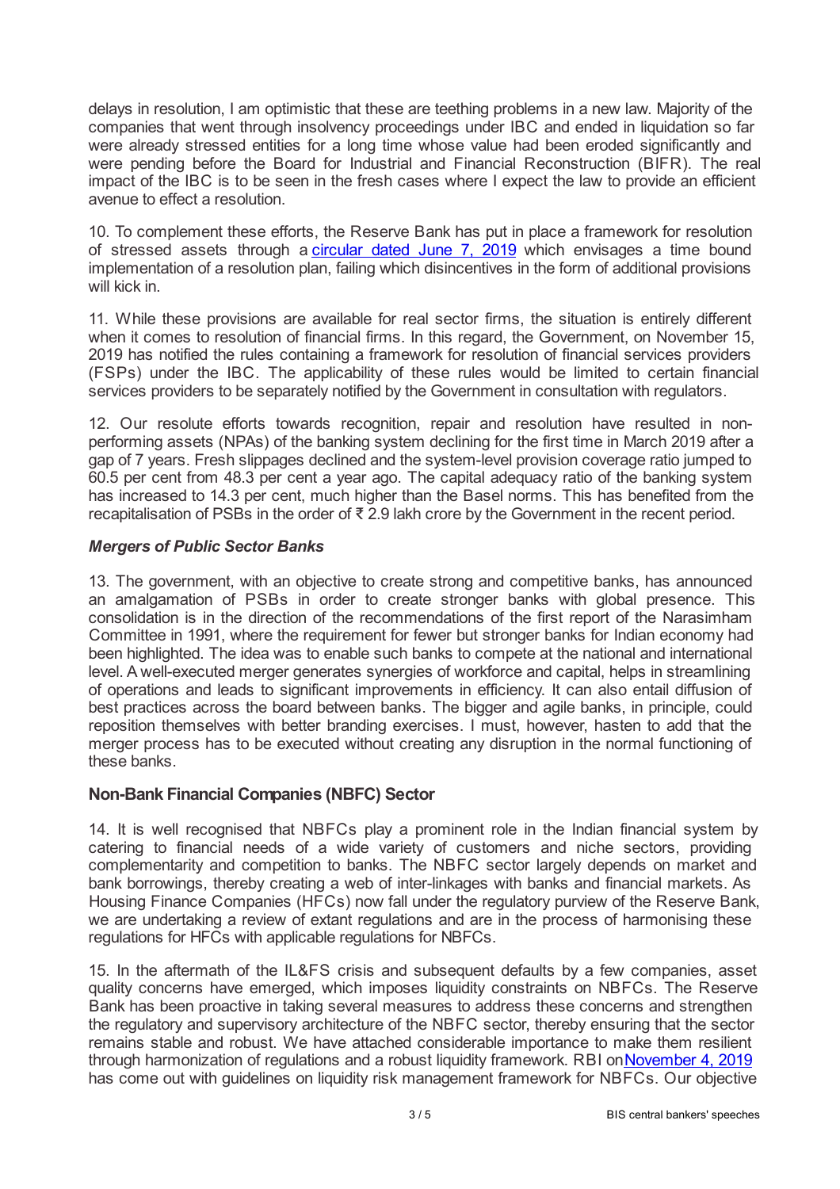delays in resolution, I am optimistic that these are teething problems in a new law. Majority of the companies that went through insolvency proceedings under IBC and ended in liquidation so far were already stressed entities for a long time whose value had been eroded significantly and were pending before the Board for Industrial and Financial Reconstruction (BIFR). The real impact of the IBC is to be seen in the fresh cases where I expect the law to provide an efficient avenue to effect a resolution.

10. To complement these efforts, the Reserve Bank has put in place a framework for resolution of stressed assets through a circular dated June 7, 2019 which envisages a time bound implementation of a resolution plan, failing which disincentives in the form of additional provisions will kick in.

11. While these provisions are available for real sector firms, the situation is entirely different when it comes to resolution of financial firms. In this regard, the Government, on November 15, 2019 has notified the rules containing a framework for resolution of financial services providers (FSPs) under the IBC. The applicability of these rules would be limited to certain financial services providers to be separately notified by the Government in consultation with regulators.

12. Our resolute efforts towards recognition, repair and resolution have resulted in non-performing assets (NPAs) of the banking system declining for the first time in March 2019 after a gap of 7 years. Fresh slippages declined and the system-level provision coverage ratio jumped to 60.5 per cent from 48.3 per cent a year ago. The capital adequacy ratio of the banking system has increased to 14.3 per cent, much higher than the Basel norms. This has benefited from the recapitalisation of PSBs in the order of ₹ 2.9 lakh crore by the Government in the recent period.

### *Mergers of Public Sector Banks*

13. The government, with an objective to create strong and competitive banks, has announced an amalgamation of PSBs in order to create stronger banks with global presence. This consolidation is in the direction of the recommendations of the first report of the Narasimham Committee in 1991, where the requirement for fewer but stronger banks for Indian economy had been highlighted. The idea was to enable such banks to compete at the national and international level. A well-executed merger generates synergies of workforce and capital, helps in streamlining of operations and leads to significant improvements in efficiency. It can also entail diffusion of best practices across the board between banks. The bigger and agile banks, in principle, could reposition themselves with better branding exercises. I must, however, hasten to add that the merger process has to be executed without creating any disruption in the normal functioning of these banks.

### Non-Bank Financial Companies (NBFC) Sector

14. It is well recognised that NBFCs play a prominent role in the Indian financial system by catering to financial needs of a wide variety of customers and niche sectors, providing complementarity and competition to banks. The NBFC sector largely depends on market and bank borrowings, thereby creating a web of inter-linkages with banks and financial markets. As Housing Finance Companies (HFCs) now fall under the regulatory purview of the Reserve Bank, we are undertaking a review of extant regulations and are in the process of harmonising these regulations for HFCs with applicable regulations for NBFCs.

15. In the aftermath of the IL&FS crisis and subsequent defaults by a few companies, asset quality concerns have emerged, which imposes liquidity constraints on NBFCs. The Reserve Bank has been proactive in taking several measures to address these concerns and strengthen the regulatory and supervisory architecture of the NBFC sector, thereby ensuring that the sector remains stable and robust. We have attached considerable importance to make them resilient through harmonization of regulations and a robust liquidity framework. RBI on November 4, 2019 has come out with guidelines on liquidity risk management framework for NBFCs. Our objective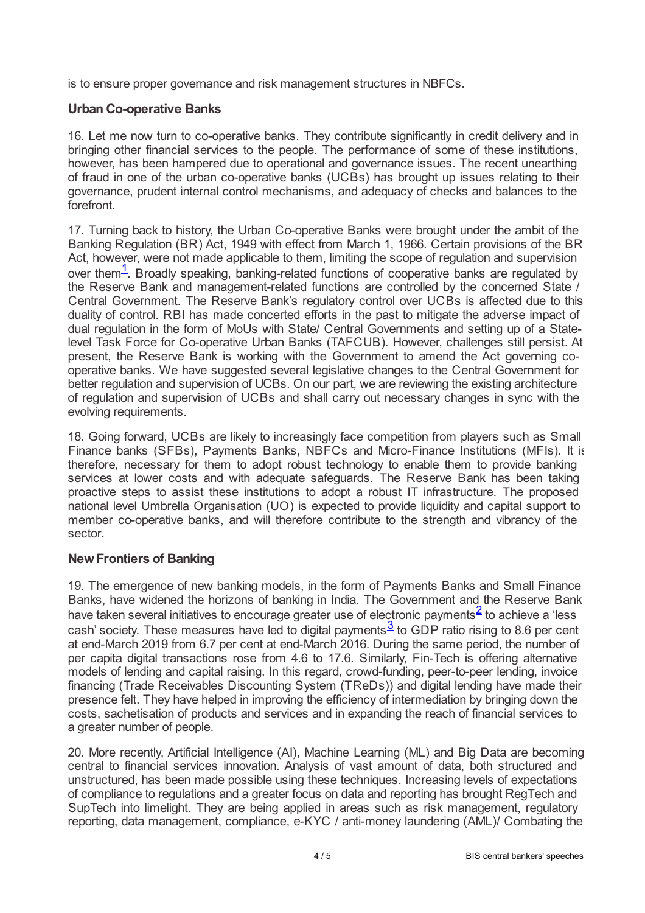is to ensure proper governance and risk management structures in NBFCs.

## Urban Co-operative Banks

16. Let me now turn to co-operative banks. They contribute significantly in credit delivery and in bringing other financial services to the people. The performance of some of these institutions, however, has been hampered due to operational and governance issues. The recent unearthing of fraud in one of the urban co-operative banks (UCBs) has brought up issues relating to their governance, prudent internal control mechanisms, and adequacy of checks and balances to the forefront.

17. Turning back to history, the Urban Co-operative Banks were brought under the ambit of the Banking Regulation (BR) Act, 1949 with effect from March 1, 1966. Certain provisions of the BR Act, however, were not made applicable to them, limiting the scope of regulation and supervision over them[1]. Broadly speaking, banking-related functions of cooperative banks are regulated by the Reserve Bank and management-related functions are controlled by the concerned State / Central Government. The Reserve Bank's regulatory control over UCBs is affected due to this duality of control. RBI has made concerted efforts in the past to mitigate the adverse impact of dual regulation in the form of MoUs with State/ Central Governments and setting up of a State-level Task Force for Co-operative Urban Banks (TAFCUB). However, challenges still persist. At present, the Reserve Bank is working with the Government to amend the Act governing co-operative banks. We have suggested several legislative changes to the Central Government for better regulation and supervision of UCBs. On our part, we are reviewing the existing architecture of regulation and supervision of UCBs and shall carry out necessary changes in sync with the evolving requirements.

18. Going forward, UCBs are likely to increasingly face competition from players such as Small Finance banks (SFBs), Payments Banks, NBFCs and Micro-Finance Institutions (MFIs). It is therefore, necessary for them to adopt robust technology to enable them to provide banking services at lower costs and with adequate safeguards. The Reserve Bank has been taking proactive steps to assist these institutions to adopt a robust IT infrastructure. The proposed national level Umbrella Organisation (UO) is expected to provide liquidity and capital support to member co-operative banks, and will therefore contribute to the strength and vibrancy of the sector.

## New Frontiers of Banking

19. The emergence of new banking models, in the form of Payments Banks and Small Finance Banks, have widened the horizons of banking in India. The Government and the Reserve Bank have taken several initiatives to encourage greater use of electronic payments[2] to achieve a 'less cash' society. These measures have led to digital payments[3] to GDP ratio rising to 8.6 per cent at end-March 2019 from 6.7 per cent at end-March 2016. During the same period, the number of per capita digital transactions rose from 4.6 to 17.6. Similarly, Fin-Tech is offering alternative models of lending and capital raising. In this regard, crowd-funding, peer-to-peer lending, invoice financing (Trade Receivables Discounting System (TReDs)) and digital lending have made their presence felt. They have helped in improving the efficiency of intermediation by bringing down the costs, sachetisation of products and services and in expanding the reach of financial services to a greater number of people.

20. More recently, Artificial Intelligence (AI), Machine Learning (ML) and Big Data are becoming central to financial services innovation. Analysis of vast amount of data, both structured and unstructured, has been made possible using these techniques. Increasing levels of expectations of compliance to regulations and a greater focus on data and reporting has brought RegTech and SupTech into limelight. They are being applied in areas such as risk management, regulatory reporting, data management, compliance, e-KYC / anti-money laundering (AML)/ Combating the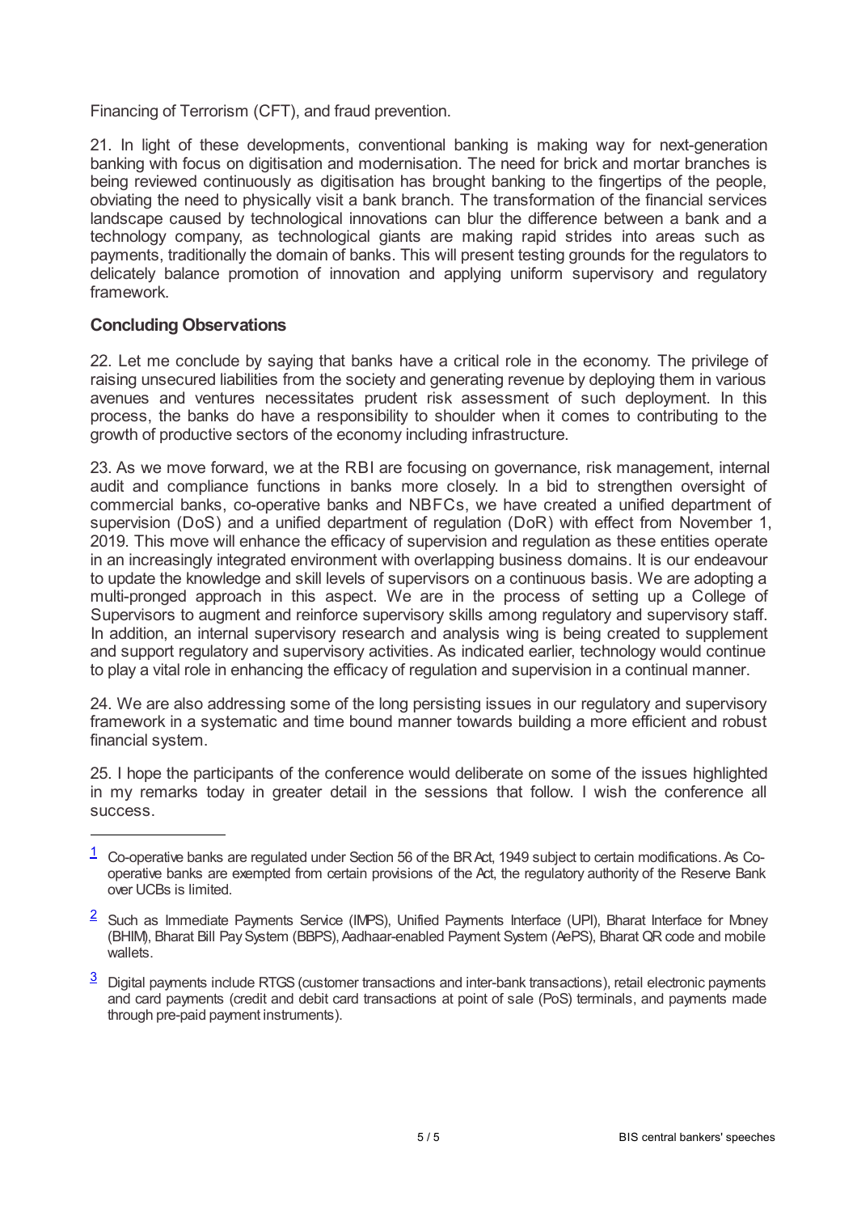Financing of Terrorism (CFT), and fraud prevention.

21. In light of these developments, conventional banking is making way for next-generation banking with focus on digitisation and modernisation. The need for brick and mortar branches is being reviewed continuously as digitisation has brought banking to the fingertips of the people, obviating the need to physically visit a bank branch. The transformation of the financial services landscape caused by technological innovations can blur the difference between a bank and a technology company, as technological giants are making rapid strides into areas such as payments, traditionally the domain of banks. This will present testing grounds for the regulators to delicately balance promotion of innovation and applying uniform supervisory and regulatory framework.

### Concluding Observations

22. Let me conclude by saying that banks have a critical role in the economy. The privilege of raising unsecured liabilities from the society and generating revenue by deploying them in various avenues and ventures necessitates prudent risk assessment of such deployment. In this process, the banks do have a responsibility to shoulder when it comes to contributing to the growth of productive sectors of the economy including infrastructure.

23. As we move forward, we at the RBI are focusing on governance, risk management, internal audit and compliance functions in banks more closely. In a bid to strengthen oversight of commercial banks, co-operative banks and NBFCs, we have created a unified department of supervision (DoS) and a unified department of regulation (DoR) with effect from November 1, 2019. This move will enhance the efficacy of supervision and regulation as these entities operate in an increasingly integrated environment with overlapping business domains. It is our endeavour to update the knowledge and skill levels of supervisors on a continuous basis. We are adopting a multi-pronged approach in this aspect. We are in the process of setting up a College of Supervisors to augment and reinforce supervisory skills among regulatory and supervisory staff. In addition, an internal supervisory research and analysis wing is being created to supplement and support regulatory and supervisory activities. As indicated earlier, technology would continue to play a vital role in enhancing the efficacy of regulation and supervision in a continual manner.

24. We are also addressing some of the long persisting issues in our regulatory and supervisory framework in a systematic and time bound manner towards building a more efficient and robust financial system.

25. I hope the participants of the conference would deliberate on some of the issues highlighted in my remarks today in greater detail in the sessions that follow. I wish the conference all success.

---

[1] Co-operative banks are regulated under Section 56 of the BR Act, 1949 subject to certain modifications. As Co-operative banks are exempted from certain provisions of the Act, the regulatory authority of the Reserve Bank over UCBs is limited.

[2] Such as Immediate Payments Service (IMPS), Unified Payments Interface (UPI), Bharat Interface for Money (BHIM), Bharat Bill Pay System (BBPS), Aadhaar-enabled Payment System (AePS), Bharat QR code and mobile wallets.

[3] Digital payments include RTGS (customer transactions and inter-bank transactions), retail electronic payments and card payments (credit and debit card transactions at point of sale (PoS) terminals, and payments made through pre-paid payment instruments).